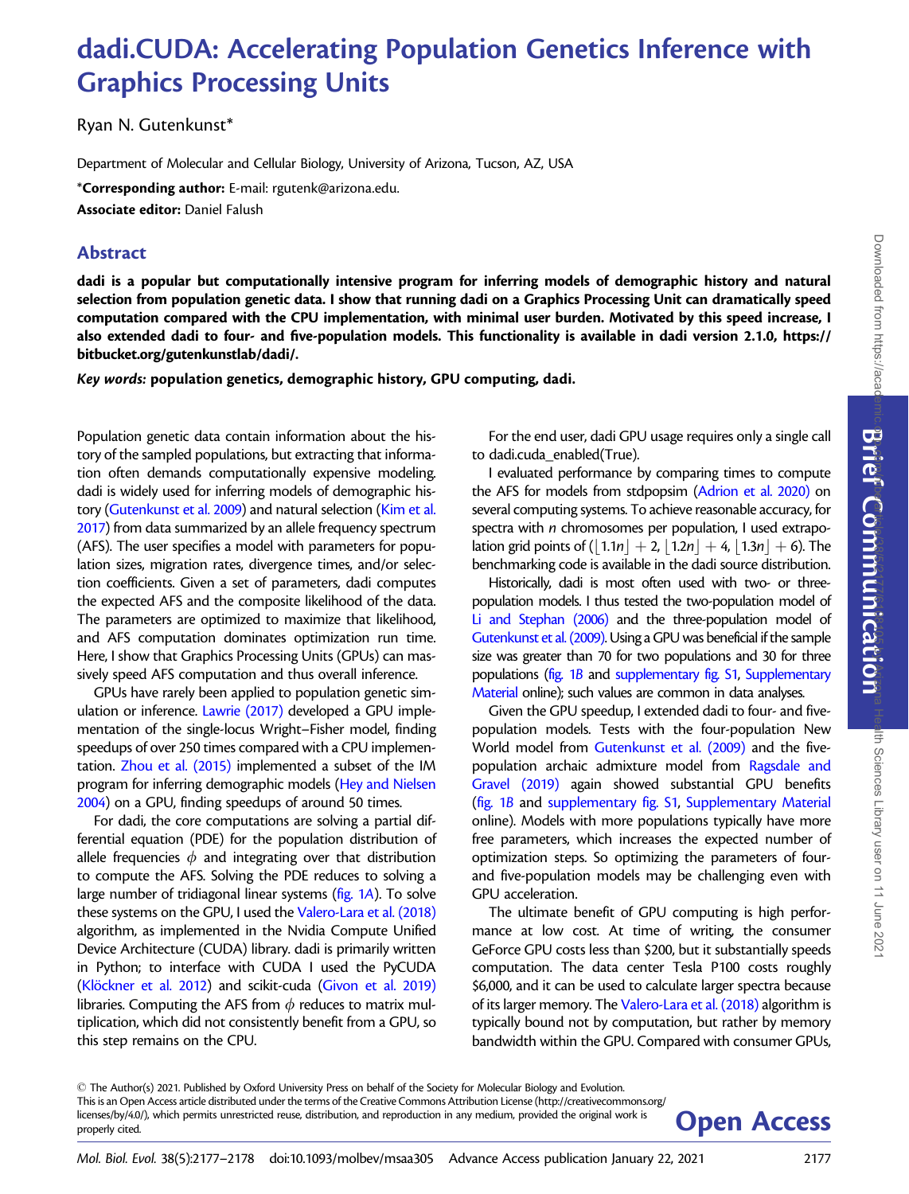# dadi.CUDA: Accelerating Population Genetics Inference with Graphics Processing Units

Ryan N. Gutenkunst*

Department of Molecular and Cellular Biology, University of Arizona, Tucson, AZ, USA

***Corresponding author:** E-mail: rgutenk@arizona.edu.

**Associate editor:** Daniel Falush

## Abstract

**dadi is a popular but computationally intensive program for inferring models of demographic history and natural selection from population genetic data. I show that running dadi on a Graphics Processing Unit can dramatically speed computation compared with the CPU implementation, with minimal user burden. Motivated by this speed increase, I also extended dadi to four- and five-population models. This functionality is available in dadi version 2.1.0, https://bitbucket.org/gutenkunstlab/dadi/.**

***Key words:*** **population genetics, demographic history, GPU computing, dadi.**

Population genetic data contain information about the history of the sampled populations, but extracting that information often demands computationally expensive modeling. dadi is widely used for inferring models of demographic history (Gutenkunst et al. 2009) and natural selection (Kim et al. 2017) from data summarized by an allele frequency spectrum (AFS). The user specifies a model with parameters for population sizes, migration rates, divergence times, and/or selection coefficients. Given a set of parameters, dadi computes the expected AFS and the composite likelihood of the data. The parameters are optimized to maximize that likelihood, and AFS computation dominates optimization run time. Here, I show that Graphics Processing Units (GPUs) can massively speed AFS computation and thus overall inference.

GPUs have rarely been applied to population genetic simulation or inference. Lawrie (2017) developed a GPU implementation of the single-locus Wright–Fisher model, finding speedups of over 250 times compared with a CPU implementation. Zhou et al. (2015) implemented a subset of the IM program for inferring demographic models (Hey and Nielsen 2004) on a GPU, finding speedups of around 50 times.

For dadi, the core computations are solving a partial differential equation (PDE) for the population distribution of allele frequencies $\phi$ and integrating over that distribution to compute the AFS. Solving the PDE reduces to solving a large number of tridiagonal linear systems (fig. 1A). To solve these systems on the GPU, I used the Valero-Lara et al. (2018) algorithm, as implemented in the Nvidia Compute Unified Device Architecture (CUDA) library. dadi is primarily written in Python; to interface with CUDA I used the PyCUDA (Klöckner et al. 2012) and scikit-cuda (Givon et al. 2019) libraries. Computing the AFS from $\phi$ reduces to matrix multiplication, which did not consistently benefit from a GPU, so this step remains on the CPU.

For the end user, dadi GPU usage requires only a single call to dadi.cuda_enabled(True).

I evaluated performance by comparing times to compute the AFS for models from stdpopsim (Adrion et al. 2020) on several computing systems. To achieve reasonable accuracy, for spectra with $n$ chromosomes per population, I used extrapolation grid points of $(\lfloor 1.1n \rfloor + 2, \lfloor 1.2n \rfloor + 4, \lfloor 1.3n \rfloor + 6)$. The benchmarking code is available in the dadi source distribution.

Historically, dadi is most often used with two- or three-population models. I thus tested the two-population model of Li and Stephan (2006) and the three-population model of Gutenkunst et al. (2009). Using a GPU was beneficial if the sample size was greater than 70 for two populations and 30 for three populations (fig. 1B and supplementary fig. S1, Supplementary Material online); such values are common in data analyses.

Given the GPU speedup, I extended dadi to four- and five-population models. Tests with the four-population New World model from Gutenkunst et al. (2009) and the five-population archaic admixture model from Ragsdale and Gravel (2019) again showed substantial GPU benefits (fig. 1B and supplementary fig. S1, Supplementary Material online). Models with more populations typically have more free parameters, which increases the expected number of optimization steps. So optimizing the parameters of four- and five-population models may be challenging even with GPU acceleration.

The ultimate benefit of GPU computing is high performance at low cost. At time of writing, the consumer GeForce GPU costs less than \$200, but it substantially speeds computation. The data center Tesla P100 costs roughly \$6,000, and it can be used to calculate larger spectra because of its larger memory. The Valero-Lara et al. (2018) algorithm is typically bound not by computation, but rather by memory bandwidth within the GPU. Compared with consumer GPUs,

© The Author(s) 2021. Published by Oxford University Press on behalf of the Society for Molecular Biology and Evolution.
This is an Open Access article distributed under the terms of the Creative Commons Attribution License (http://creativecommons.org/licenses/by/4.0/), which permits unrestricted reuse, distribution, and reproduction in any medium, provided the original work is properly cited.

**Open Access**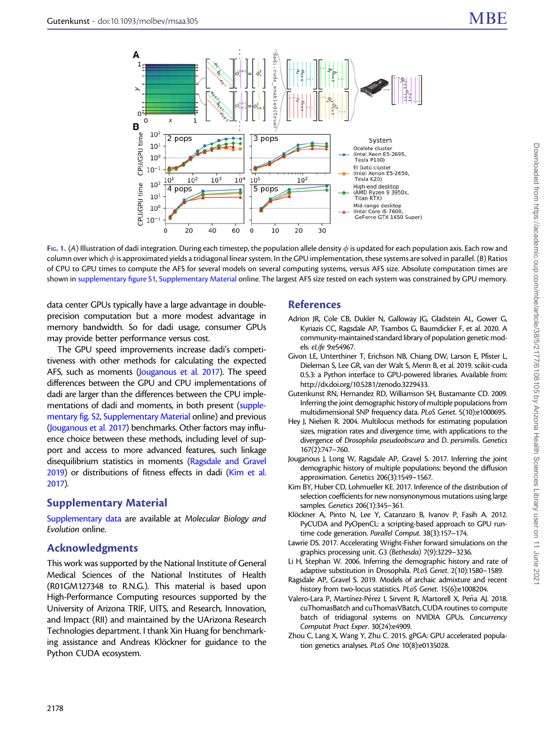A

B

2 pops

3 pops

4 pops

5 pops

CPU/GPU time

System

Ocelote cluster (Intel Xeon E5-2695, Tesla P100)

El Gato cluster (Intel Xenon E5-2650, Tesla K20)

High-end desktop (AMD Ryzen 9 3950x, Titan RTX)

Mid-range desktop (Intel Core i5-7600, GeForce GTX 1650 Super)

Fig. 1. (A) Illustration of dadi integration. During each timestep, the population allele density $\phi$ is updated for each population axis. Each row and column over which $\phi$ is approximated yields a tridiagonal linear system. In the GPU implementation, these systems are solved in parallel. (B) Ratios of CPU to GPU times to compute the AFS for several models on several computing systems, versus AFS size. Absolute computation times are shown in supplementary figure S1, Supplementary Material online. The largest AFS size tested on each system was constrained by GPU memory.

data center GPUs typically have a large advantage in double-precision computation but a more modest advantage in memory bandwidth. So for dadi usage, consumer GPUs may provide better performance versus cost.

The GPU speed improvements increase dadi's competitiveness with other methods for calculating the expected AFS, such as moments (Jouganous et al. 2017). The speed differences between the GPU and CPU implementations of dadi are larger than the differences between the CPU implementations of dadi and moments, in both present (supplementary fig. S2, Supplementary Material online) and previous (Jouganous et al. 2017) benchmarks. Other factors may influence choice between the methods, including level of support and access to more advanced features, such linkage disequilibrium statistics in moments (Ragsdale and Gravel 2019) or distributions of fitness effects in dadi (Kim et al. 2017).

## Supplementary Material

Supplementary data are available at *Molecular Biology and Evolution* online.

## Acknowledgments

This work was supported by the National Institute of General Medical Sciences of the National Institutes of Health (R01GM127348 to R.N.G.). This material is based upon High-Performance Computing resources supported by the University of Arizona TRIF, UITS, and Research, Innovation, and Impact (RII) and maintained by the UArizona Research Technologies department. I thank Xin Huang for benchmarking assistance and Andreas Klöckner for guidance to the Python CUDA ecosystem.

## References

Adrion JR, Cole CB, Dukler N, Galloway JG, Gladstein AL, Gower G, Kyriazis CC, Ragsdale AP, Tsambos G, Baumdicker F, et al. 2020. A community-maintained standard library of population genetic models. *eLife* 9:e54967.

Givon LE, Unterthiner T, Erichson NB, Chiang DW, Larson E, Pfister L, Dieleman S, Lee GR, van der Walt S, Menn B, et al. 2019. scikit-cuda 0.5.3: a Python interface to GPU-powered libraries. Available from: http://dx.doi.org/10.5281/zenodo.3229433.

Gutenkunst RN, Hernandez RD, Williamson SH, Bustamante CD. 2009. Inferring the joint demographic history of multiple populations from multidimensional SNP frequency data. *PLoS Genet.* 5(10):e1000695.

Hey J, Nielsen R. 2004. Multilocus methods for estimating population sizes, migration rates and divergence time, with applications to the divergence of *Drosophila pseudoobscura* and *D. persimilis*. *Genetics* 167(2):747–760.

Jouganous J, Long W, Ragsdale AP, Gravel S. 2017. Inferring the joint demographic history of multiple populations: beyond the diffusion approximation. *Genetics* 206(3):1549–1567.

Kim BY, Huber CD, Lohmueller KE. 2017. Inference of the distribution of selection coefficients for new nonsynonymous mutations using large samples. *Genetics* 206(1):345–361.

Klöckner A, Pinto N, Lee Y, Catanzaro B, Ivanov P, Fasih A. 2012. PyCUDA and PyOpenCL: a scripting-based approach to GPU run-time code generation. *Parallel Comput.* 38(3):157–174.

Lawrie DS. 2017. Accelerating Wright-Fisher forward simulations on the graphics processing unit. *G3 (Bethesda)* 7(9):3229–3236.

Li H, Stephan W. 2006. Inferring the demographic history and rate of adaptive substitution in Drosophila. *PLoS Genet.* 2(10):1580–1589.

Ragsdale AP, Gravel S. 2019. Models of archaic admixture and recent history from two-locus statistics. *PLoS Genet.* 15(6):e1008204.

Valero-Lara P, Martínez-Pérez I, Sirvent R, Martorell X, Peña AJ. 2018. cuThomasBatch and cuThomasVBatch, CUDA routines to compute batch of tridiagonal systems on NVIDIA GPUs. *Concurrency Computat Pract Exper.* 30(24):e4909.

Zhou C, Lang X, Wang Y, Zhu C. 2015. gPGA: GPU accelerated population genetics analyses. *PLoS One* 10(8):e0135028.